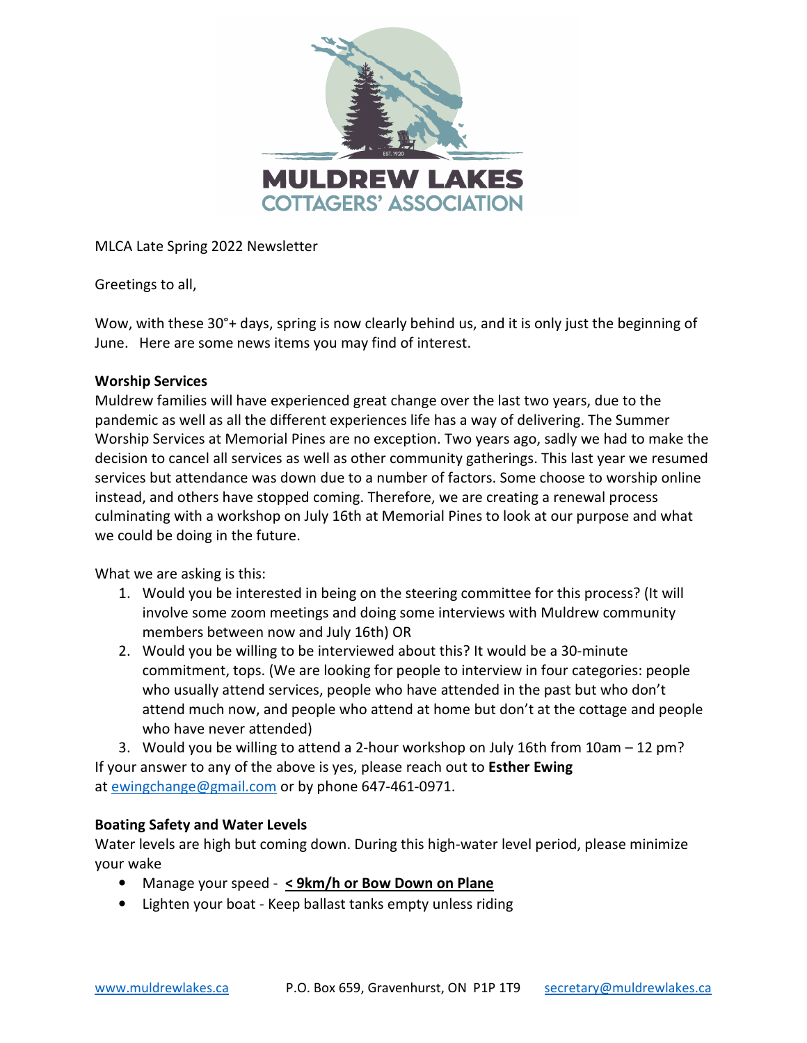MLCA Late Spring 2022 Newsletter

Greetings to all,

Wow, with these 30°+ days, spring is now clearly behind us, and it is only just the beginning of June. Here are some news items you may find of interest.

**Worship Services**

Muldrew families will have experienced great change over the last two years, due to the pandemic as well as all the different experiences life has a way of delivering. The Summer Worship Services at Memorial Pines are no exception. Two years ago, sadly we had to make the decision to cancel all services as well as other community gatherings. This last year we resumed services but attendance was down due to a number of factors. Some choose to worship online instead, and others have stopped coming. Therefore, we are creating a renewal process culminating with a workshop on July 16th at Memorial Pines to look at our purpose and what we could be doing in the future.

What we are asking is this:

1. Would you be interested in being on the steering committee for this process? (It will involve some zoom meetings and doing some interviews with Muldrew community members between now and July 16th) OR
2. Would you be willing to be interviewed about this? It would be a 30-minute commitment, tops. (We are looking for people to interview in four categories: people who usually attend services, people who have attended in the past but who don't attend much now, and people who attend at home but don't at the cottage and people who have never attended)
3. Would you be willing to attend a 2-hour workshop on July 16th from 10am – 12 pm?

If your answer to any of the above is yes, please reach out to **Esther Ewing** at ewingchange@gmail.com or by phone 647-461-0971.

**Boating Safety and Water Levels**

Water levels are high but coming down. During this high-water level period, please minimize your wake

- Manage your speed - **< 9km/h or Bow Down on Plane**
- Lighten your boat - Keep ballast tanks empty unless riding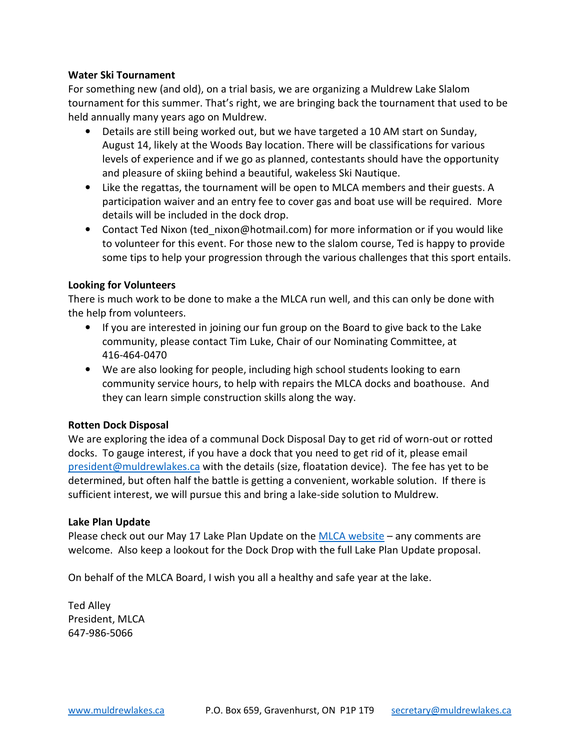**Water Ski Tournament**

For something new (and old), on a trial basis, we are organizing a Muldrew Lake Slalom tournament for this summer. That's right, we are bringing back the tournament that used to be held annually many years ago on Muldrew.

- Details are still being worked out, but we have targeted a 10 AM start on Sunday, August 14, likely at the Woods Bay location. There will be classifications for various levels of experience and if we go as planned, contestants should have the opportunity and pleasure of skiing behind a beautiful, wakeless Ski Nautique.
- Like the regattas, the tournament will be open to MLCA members and their guests. A participation waiver and an entry fee to cover gas and boat use will be required. More details will be included in the dock drop.
- Contact Ted Nixon (ted_nixon@hotmail.com) for more information or if you would like to volunteer for this event. For those new to the slalom course, Ted is happy to provide some tips to help your progression through the various challenges that this sport entails.

**Looking for Volunteers**

There is much work to be done to make a the MLCA run well, and this can only be done with the help from volunteers.

- If you are interested in joining our fun group on the Board to give back to the Lake community, please contact Tim Luke, Chair of our Nominating Committee, at 416-464-0470
- We are also looking for people, including high school students looking to earn community service hours, to help with repairs the MLCA docks and boathouse. And they can learn simple construction skills along the way.

**Rotten Dock Disposal**

We are exploring the idea of a communal Dock Disposal Day to get rid of worn-out or rotted docks. To gauge interest, if you have a dock that you need to get rid of it, please email [president@muldrewlakes.ca](mailto:president@muldrewlakes.ca) with the details (size, floatation device). The fee has yet to be determined, but often half the battle is getting a convenient, workable solution. If there is sufficient interest, we will pursue this and bring a lake-side solution to Muldrew.

**Lake Plan Update**

Please check out our May 17 Lake Plan Update on the [MLCA website](http://www.muldrewlakes.ca) – any comments are welcome. Also keep a lookout for the Dock Drop with the full Lake Plan Update proposal.

On behalf of the MLCA Board, I wish you all a healthy and safe year at the lake.

Ted Alley
President, MLCA
647-986-5066

[www.muldrewlakes.ca](http://www.muldrewlakes.ca) P.O. Box 659, Gravenhurst, ON P1P 1T9 [secretary@muldrewlakes.ca](mailto:secretary@muldrewlakes.ca)